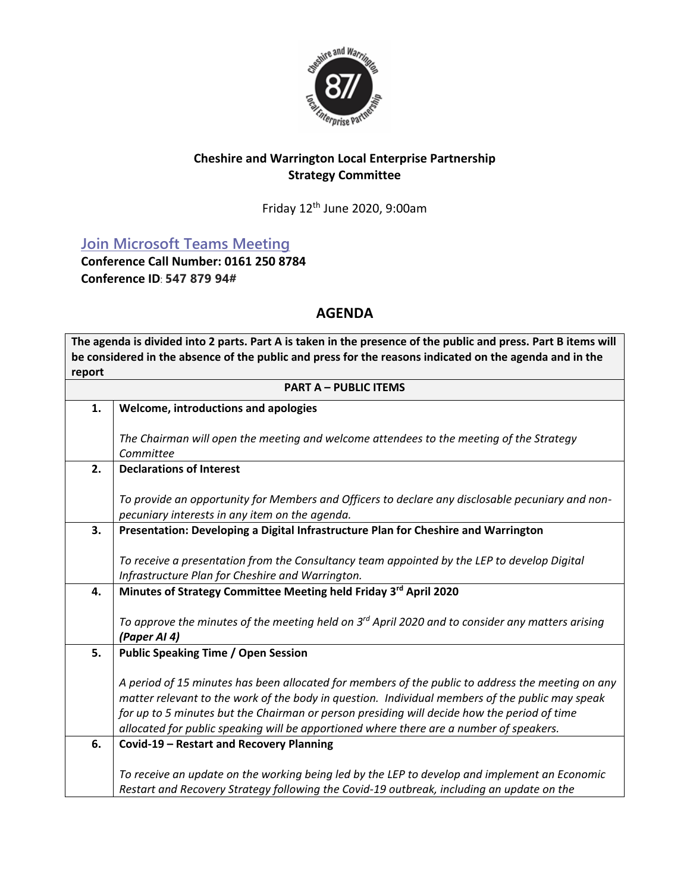**Cheshire and Warrington Local Enterprise Partnership**
**Strategy Committee**

Friday 12th June 2020, 9:00am

[Join Microsoft Teams Meeting]

**Conference Call Number: 0161 250 8784**
**Conference ID: 547 879 94#**

## AGENDA

| The agenda is divided into 2 parts. Part A is taken in the presence of the public and press. Part B items will be considered in the absence of the public and press for the reasons indicated on the agenda and in the report | |
|---|---|
| **PART A – PUBLIC ITEMS** | |
| **1.** | **Welcome, introductions and apologies**<br><br>*The Chairman will open the meeting and welcome attendees to the meeting of the Strategy Committee* |
| **2.** | **Declarations of Interest**<br><br>*To provide an opportunity for Members and Officers to declare any disclosable pecuniary and non-pecuniary interests in any item on the agenda.* |
| **3.** | **Presentation: Developing a Digital Infrastructure Plan for Cheshire and Warrington**<br><br>*To receive a presentation from the Consultancy team appointed by the LEP to develop Digital Infrastructure Plan for Cheshire and Warrington.* |
| **4.** | **Minutes of Strategy Committee Meeting held Friday 3rd April 2020**<br><br>*To approve the minutes of the meeting held on 3rd April 2020 and to consider any matters arising* ***(Paper AI 4)*** |
| **5.** | **Public Speaking Time / Open Session**<br><br>*A period of 15 minutes has been allocated for members of the public to address the meeting on any matter relevant to the work of the body in question. Individual members of the public may speak for up to 5 minutes but the Chairman or person presiding will decide how the period of time allocated for public speaking will be apportioned where there are a number of speakers.* |
| **6.** | **Covid-19 – Restart and Recovery Planning**<br><br>*To receive an update on the working being led by the LEP to develop and implement an Economic Restart and Recovery Strategy following the Covid-19 outbreak, including an update on the* |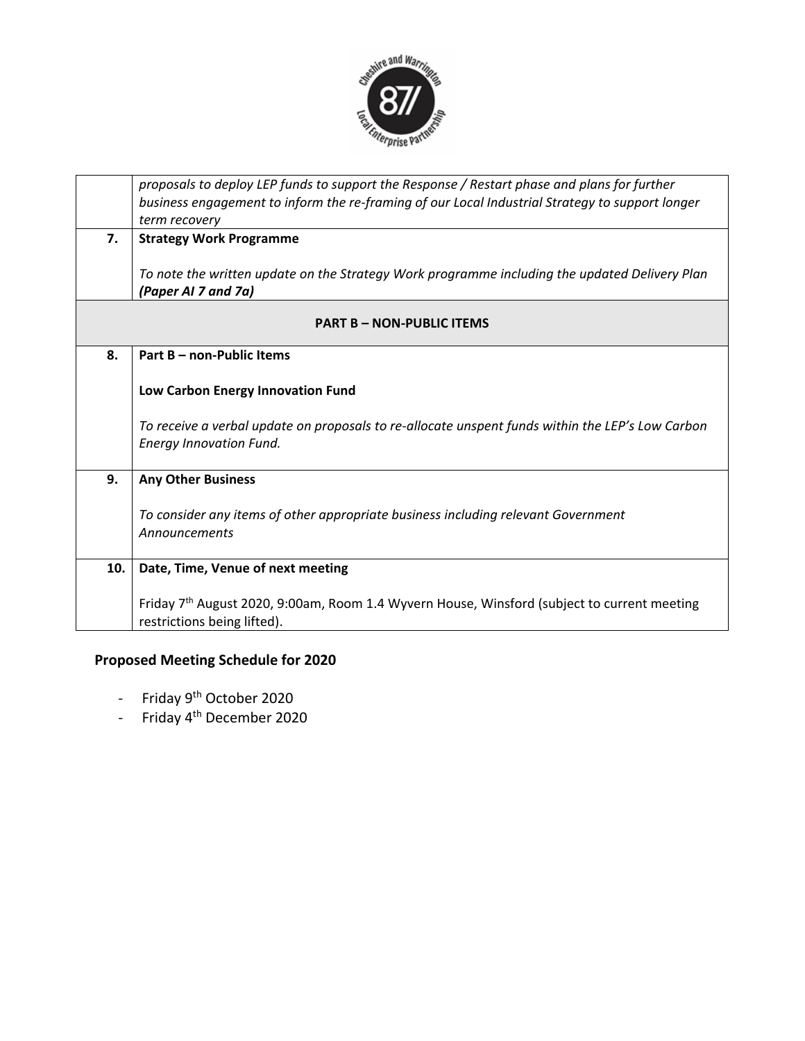| | |
|---|---|
| | *proposals to deploy LEP funds to support the Response / Restart phase and plans for further business engagement to inform the re-framing of our Local Industrial Strategy to support longer term recovery* |
| **7.** | **Strategy Work Programme**<br><br>*To note the written update on the Strategy Work programme including the updated Delivery Plan* ***(Paper AI 7 and 7a)*** |
| | **PART B – NON-PUBLIC ITEMS** |
| **8.** | **Part B – non-Public Items**<br><br>**Low Carbon Energy Innovation Fund**<br><br>*To receive a verbal update on proposals to re-allocate unspent funds within the LEP's Low Carbon Energy Innovation Fund.* |
| **9.** | **Any Other Business**<br><br>*To consider any items of other appropriate business including relevant Government Announcements* |
| **10.** | **Date, Time, Venue of next meeting**<br><br>Friday 7th August 2020, 9:00am, Room 1.4 Wyvern House, Winsford (subject to current meeting restrictions being lifted). |

## Proposed Meeting Schedule for 2020

- Friday 9th October 2020
- Friday 4th December 2020